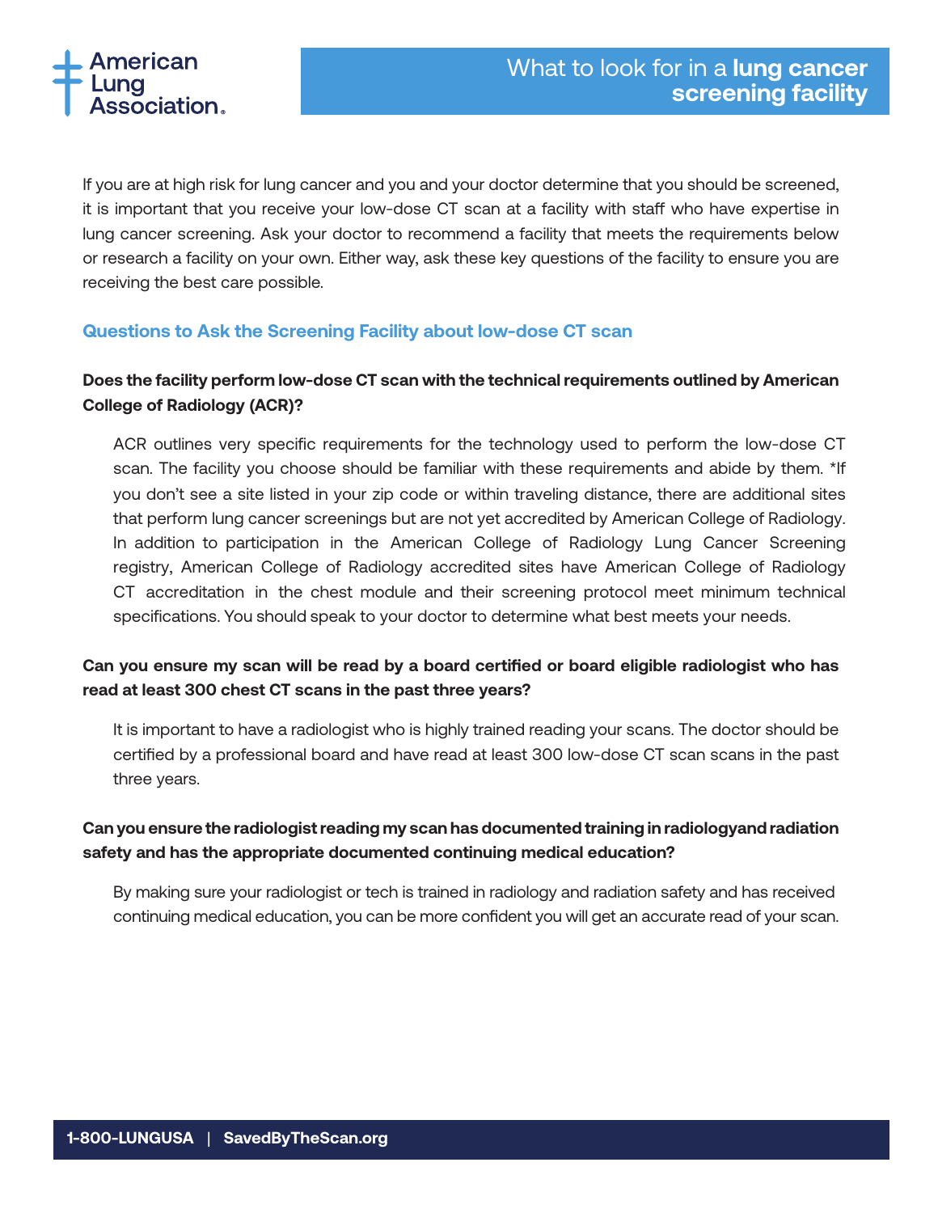American Lung Association.

# What to look for in a **lung cancer screening facility**

If you are at high risk for lung cancer and you and your doctor determine that you should be screened, it is important that you receive your low-dose CT scan at a facility with staff who have expertise in lung cancer screening. Ask your doctor to recommend a facility that meets the requirements below or research a facility on your own. Either way, ask these key questions of the facility to ensure you are receiving the best care possible.

## Questions to Ask the Screening Facility about low-dose CT scan

**Does the facility perform low-dose CT scan with the technical requirements outlined by American College of Radiology (ACR)?**

ACR outlines very specific requirements for the technology used to perform the low-dose CT scan. The facility you choose should be familiar with these requirements and abide by them. *If you don't see a site listed in your zip code or within traveling distance, there are additional sites that perform lung cancer screenings but are not yet accredited by American College of Radiology. In addition to participation in the American College of Radiology Lung Cancer Screening registry, American College of Radiology accredited sites have American College of Radiology CT accreditation in the chest module and their screening protocol meet minimum technical specifications. You should speak to your doctor to determine what best meets your needs.

**Can you ensure my scan will be read by a board certified or board eligible radiologist who has read at least 300 chest CT scans in the past three years?**

It is important to have a radiologist who is highly trained reading your scans. The doctor should be certified by a professional board and have read at least 300 low-dose CT scan scans in the past three years.

**Can you ensure the radiologist reading my scan has documented training in radiologyand radiation safety and has the appropriate documented continuing medical education?**

By making sure your radiologist or tech is trained in radiology and radiation safety and has received continuing medical education, you can be more confident you will get an accurate read of your scan.

1-800-LUNGUSA | SavedByTheScan.org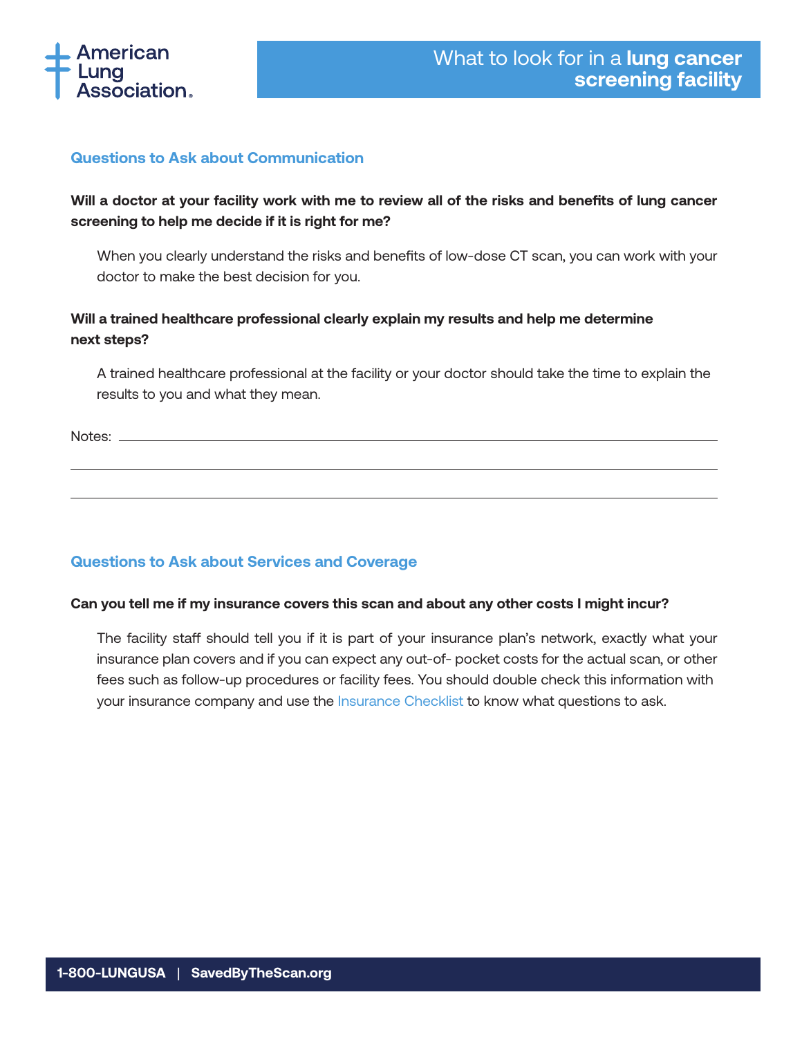## Questions to Ask about Communication

**Will a doctor at your facility work with me to review all of the risks and benefits of lung cancer screening to help me decide if it is right for me?**

When you clearly understand the risks and benefits of low-dose CT scan, you can work with your doctor to make the best decision for you.

**Will a trained healthcare professional clearly explain my results and help me determine next steps?**

A trained healthcare professional at the facility or your doctor should take the time to explain the results to you and what they mean.

Notes: ______________________________________________________________________________

______________________________________________________________________________

______________________________________________________________________________

## Questions to Ask about Services and Coverage

**Can you tell me if my insurance covers this scan and about any other costs I might incur?**

The facility staff should tell you if it is part of your insurance plan's network, exactly what your insurance plan covers and if you can expect any out-of- pocket costs for the actual scan, or other fees such as follow-up procedures or facility fees. You should double check this information with your insurance company and use the Insurance Checklist to know what questions to ask.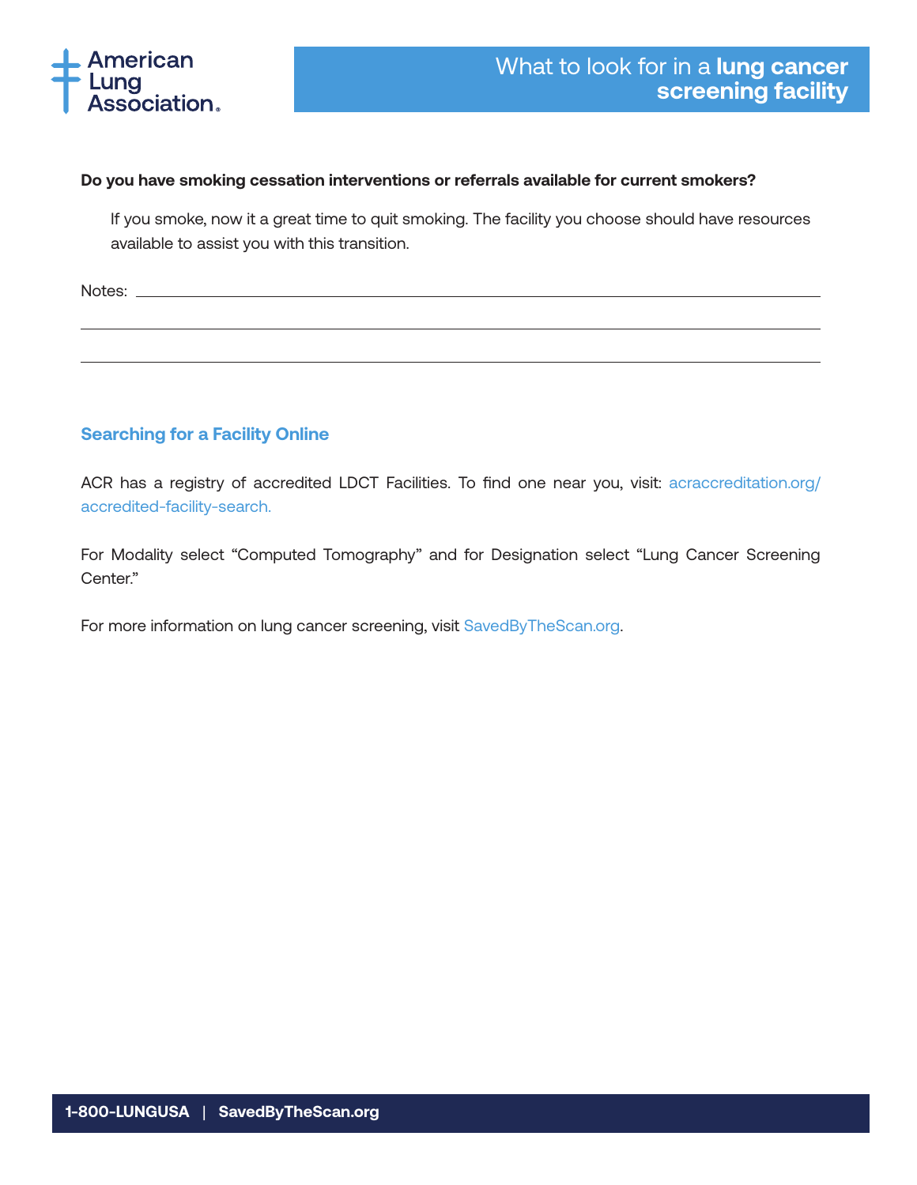**Do you have smoking cessation interventions or referrals available for current smokers?**

If you smoke, now it a great time to quit smoking. The facility you choose should have resources available to assist you with this transition.

Notes: \_\_\_\_\_\_\_\_\_\_\_\_\_\_\_\_\_\_\_\_\_\_\_\_\_\_\_\_\_\_\_\_\_\_\_\_\_\_\_\_\_\_\_\_\_\_\_\_\_\_\_\_\_\_\_\_\_\_\_\_\_\_\_\_\_\_

\_\_\_\_\_\_\_\_\_\_\_\_\_\_\_\_\_\_\_\_\_\_\_\_\_\_\_\_\_\_\_\_\_\_\_\_\_\_\_\_\_\_\_\_\_\_\_\_\_\_\_\_\_\_\_\_\_\_\_\_\_\_\_\_\_\_\_\_\_\_\_\_

\_\_\_\_\_\_\_\_\_\_\_\_\_\_\_\_\_\_\_\_\_\_\_\_\_\_\_\_\_\_\_\_\_\_\_\_\_\_\_\_\_\_\_\_\_\_\_\_\_\_\_\_\_\_\_\_\_\_\_\_\_\_\_\_\_\_\_\_\_\_\_\_

## Searching for a Facility Online

ACR has a registry of accredited LDCT Facilities. To find one near you, visit: acraccreditation.org/accredited-facility-search.

For Modality select "Computed Tomography" and for Designation select "Lung Cancer Screening Center."

For more information on lung cancer screening, visit SavedByTheScan.org.

**1-800-LUNGUSA | SavedByTheScan.org**